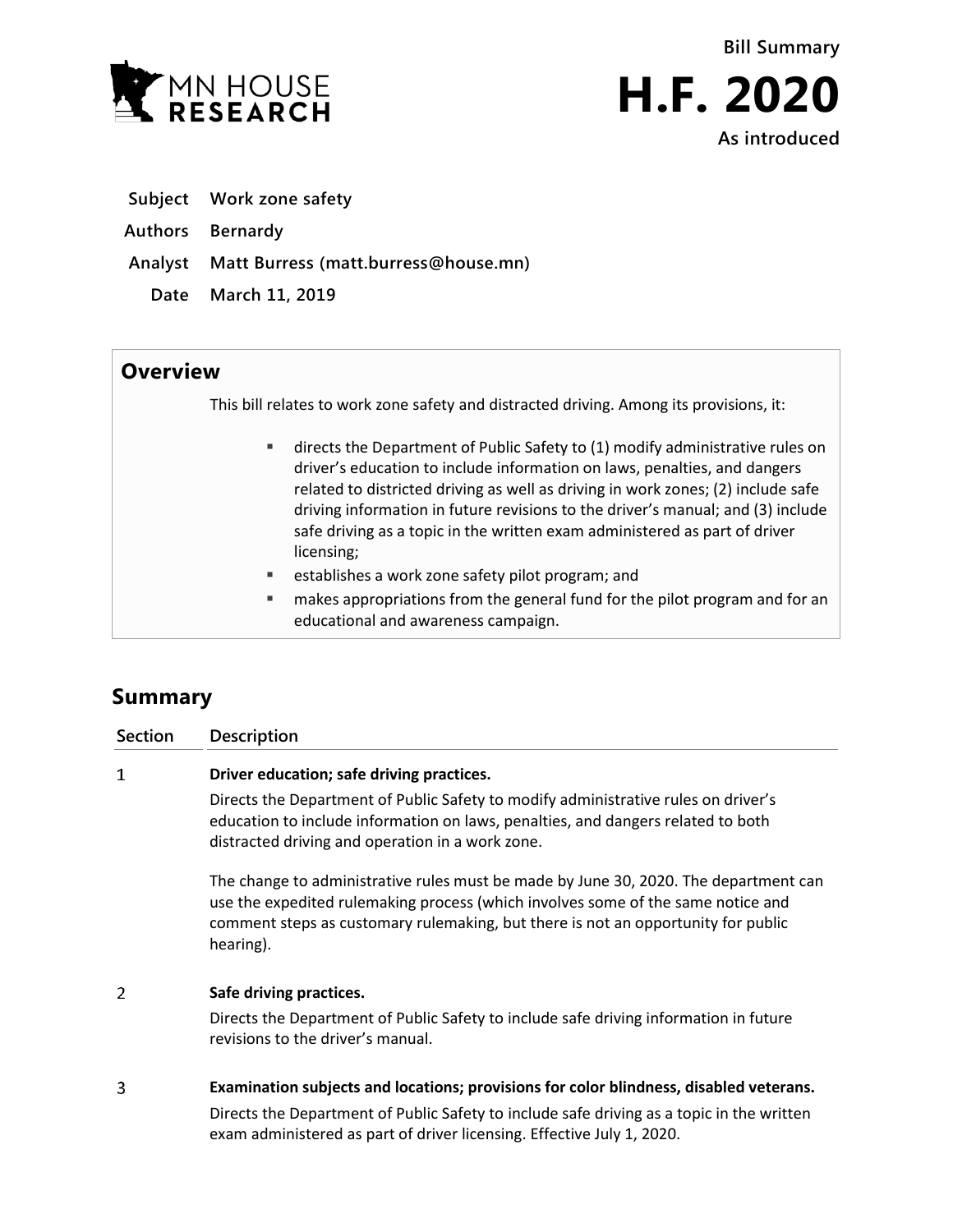MN HOUSE RESEARCH

Bill Summary

# H.F. 2020

As introduced

**Subject** Work zone safety

**Authors** Bernardy

**Analyst** Matt Burress (matt.burress@house.mn)

**Date** March 11, 2019

## Overview

This bill relates to work zone safety and distracted driving. Among its provisions, it:

- directs the Department of Public Safety to (1) modify administrative rules on driver's education to include information on laws, penalties, and dangers related to districted driving as well as driving in work zones; (2) include safe driving information in future revisions to the driver's manual; and (3) include safe driving as a topic in the written exam administered as part of driver licensing;
- establishes a work zone safety pilot program; and
- makes appropriations from the general fund for the pilot program and for an educational and awareness campaign.

## Summary

| Section | Description |
| --- | --- |
| 1 | **Driver education; safe driving practices.**<br>Directs the Department of Public Safety to modify administrative rules on driver's education to include information on laws, penalties, and dangers related to both distracted driving and operation in a work zone.<br><br>The change to administrative rules must be made by June 30, 2020. The department can use the expedited rulemaking process (which involves some of the same notice and comment steps as customary rulemaking, but there is not an opportunity for public hearing). |
| 2 | **Safe driving practices.**<br>Directs the Department of Public Safety to include safe driving information in future revisions to the driver's manual. |
| 3 | **Examination subjects and locations; provisions for color blindness, disabled veterans.**<br>Directs the Department of Public Safety to include safe driving as a topic in the written exam administered as part of driver licensing. Effective July 1, 2020. |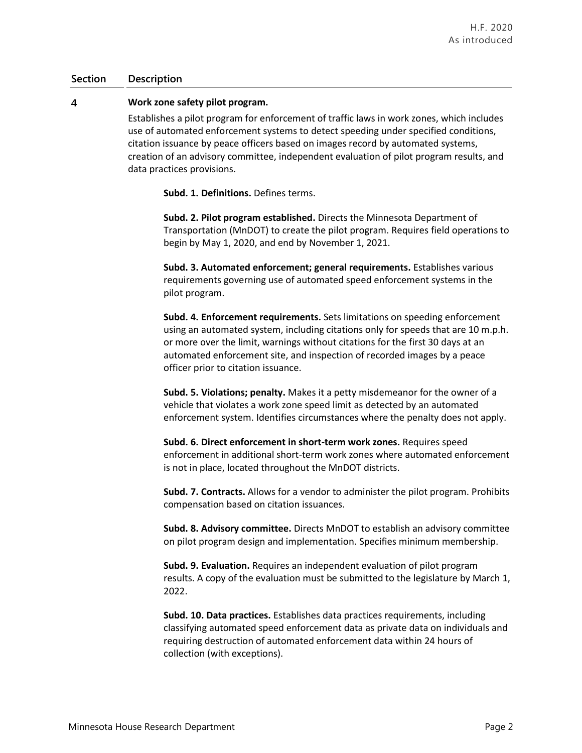| Section | Description |
|---|---|
| 4 | **Work zone safety pilot program.** |
| | Establishes a pilot program for enforcement of traffic laws in work zones, which includes use of automated enforcement systems to detect speeding under specified conditions, citation issuance by peace officers based on images record by automated systems, creation of an advisory committee, independent evaluation of pilot program results, and data practices provisions. |

**Subd. 1. Definitions.** Defines terms.

**Subd. 2. Pilot program established.** Directs the Minnesota Department of Transportation (MnDOT) to create the pilot program. Requires field operations to begin by May 1, 2020, and end by November 1, 2021.

**Subd. 3. Automated enforcement; general requirements.** Establishes various requirements governing use of automated speed enforcement systems in the pilot program.

**Subd. 4. Enforcement requirements.** Sets limitations on speeding enforcement using an automated system, including citations only for speeds that are 10 m.p.h. or more over the limit, warnings without citations for the first 30 days at an automated enforcement site, and inspection of recorded images by a peace officer prior to citation issuance.

**Subd. 5. Violations; penalty.** Makes it a petty misdemeanor for the owner of a vehicle that violates a work zone speed limit as detected by an automated enforcement system. Identifies circumstances where the penalty does not apply.

**Subd. 6. Direct enforcement in short-term work zones.** Requires speed enforcement in additional short-term work zones where automated enforcement is not in place, located throughout the MnDOT districts.

**Subd. 7. Contracts.** Allows for a vendor to administer the pilot program. Prohibits compensation based on citation issuances.

**Subd. 8. Advisory committee.** Directs MnDOT to establish an advisory committee on pilot program design and implementation. Specifies minimum membership.

**Subd. 9. Evaluation.** Requires an independent evaluation of pilot program results. A copy of the evaluation must be submitted to the legislature by March 1, 2022.

**Subd. 10. Data practices.** Establishes data practices requirements, including classifying automated speed enforcement data as private data on individuals and requiring destruction of automated enforcement data within 24 hours of collection (with exceptions).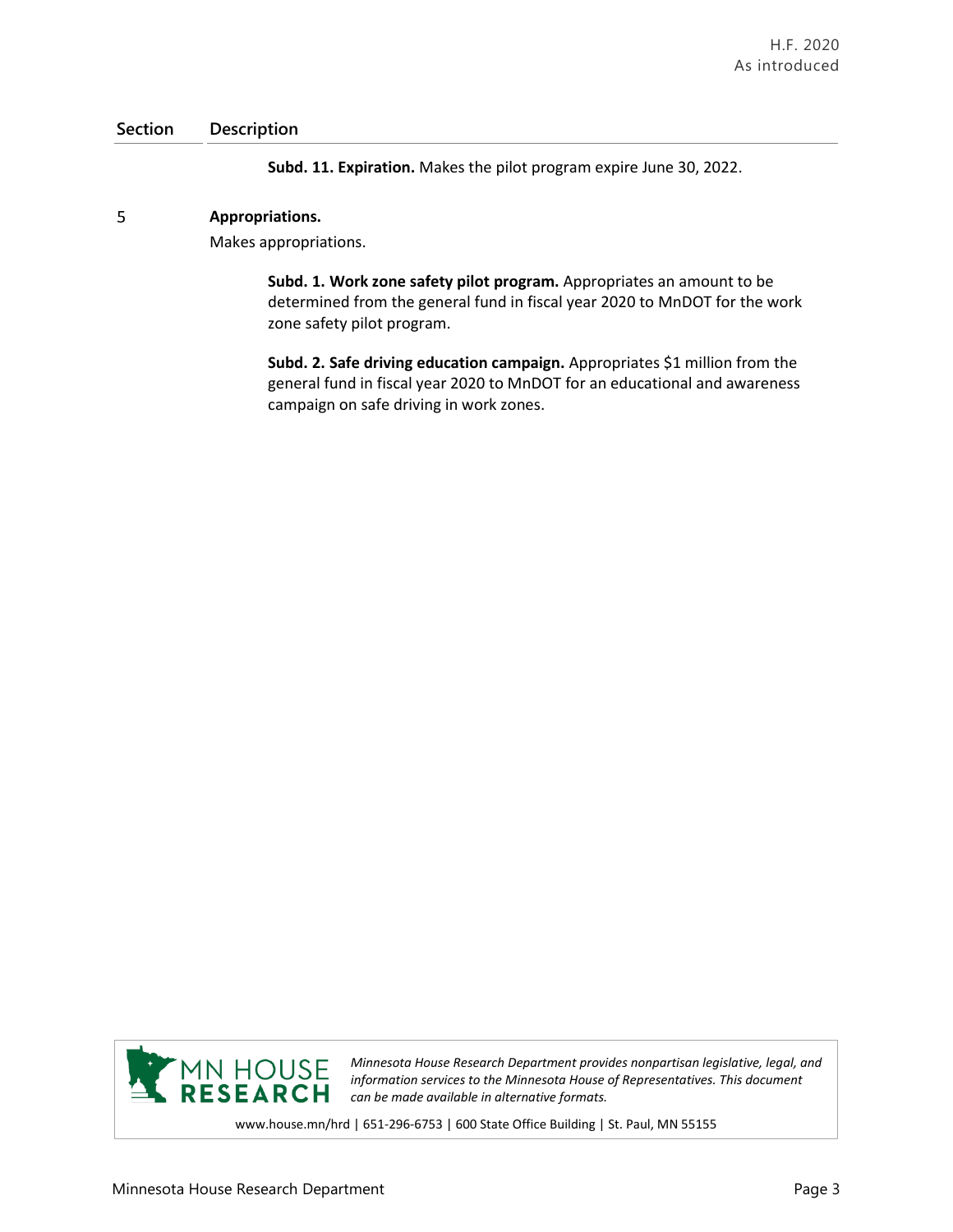| Section | Description |
| --- | --- |
| | **Subd. 11. Expiration.** Makes the pilot program expire June 30, 2022. |
| 5 | **Appropriations.**<br>Makes appropriations.<br><br>**Subd. 1. Work zone safety pilot program.** Appropriates an amount to be determined from the general fund in fiscal year 2020 to MnDOT for the work zone safety pilot program.<br><br>**Subd. 2. Safe driving education campaign.** Appropriates $1 million from the general fund in fiscal year 2020 to MnDOT for an educational and awareness campaign on safe driving in work zones. |

MN HOUSE RESEARCH

*Minnesota House Research Department provides nonpartisan legislative, legal, and information services to the Minnesota House of Representatives. This document can be made available in alternative formats.*

www.house.mn/hrd | 651-296-6753 | 600 State Office Building | St. Paul, MN 55155